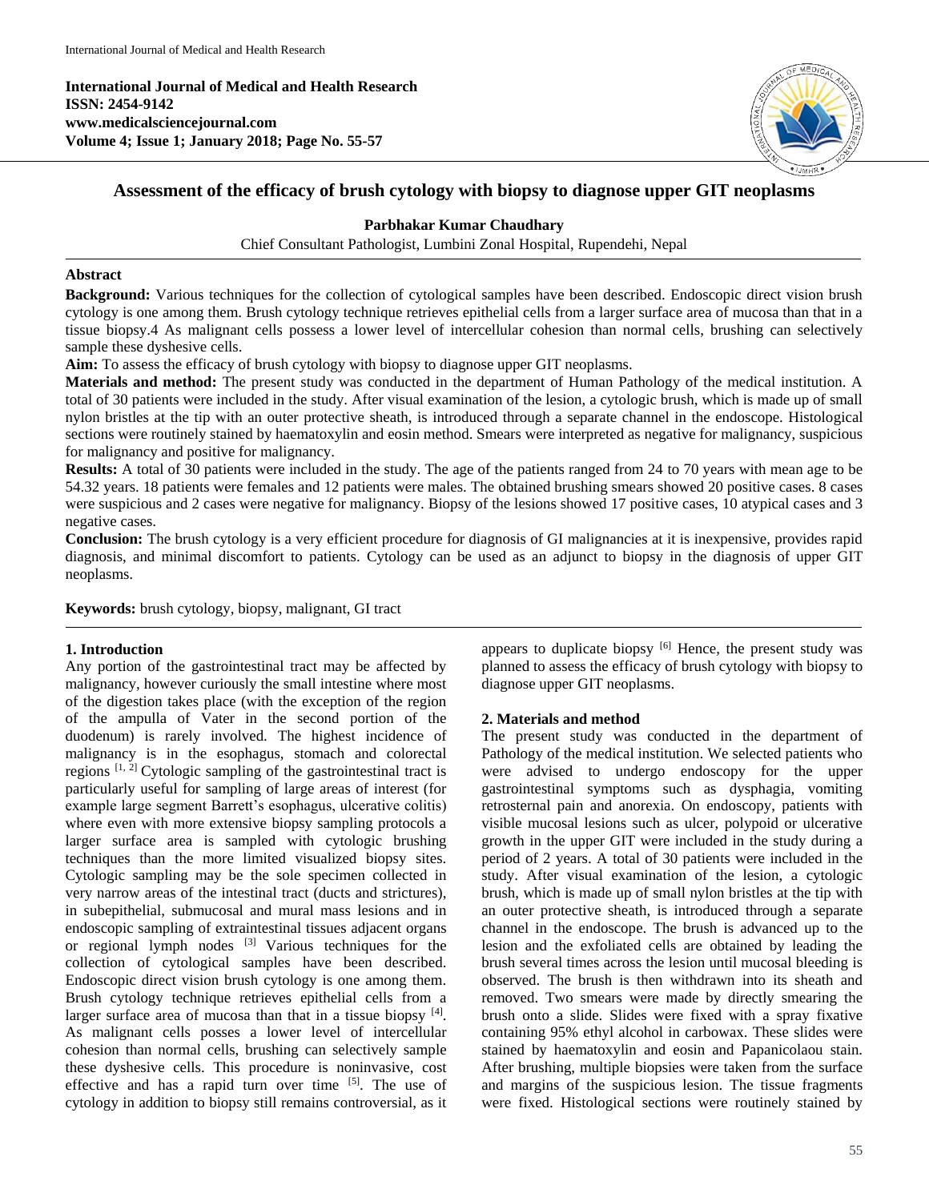**International Journal of Medical and Health Research**
**ISSN: 2454-9142**
**www.medicalsciencejournal.com**
**Volume 4; Issue 1; January 2018; Page No. 55-57**

# Assessment of the efficacy of brush cytology with biopsy to diagnose upper GIT neoplasms

**Parbhakar Kumar Chaudhary**

Chief Consultant Pathologist, Lumbini Zonal Hospital, Rupendehi, Nepal

## Abstract

**Background:** Various techniques for the collection of cytological samples have been described. Endoscopic direct vision brush cytology is one among them. Brush cytology technique retrieves epithelial cells from a larger surface area of mucosa than that in a tissue biopsy.4 As malignant cells possess a lower level of intercellular cohesion than normal cells, brushing can selectively sample these dyshesive cells.

**Aim:** To assess the efficacy of brush cytology with biopsy to diagnose upper GIT neoplasms.

**Materials and method:** The present study was conducted in the department of Human Pathology of the medical institution. A total of 30 patients were included in the study. After visual examination of the lesion, a cytologic brush, which is made up of small nylon bristles at the tip with an outer protective sheath, is introduced through a separate channel in the endoscope. Histological sections were routinely stained by haematoxylin and eosin method. Smears were interpreted as negative for malignancy, suspicious for malignancy and positive for malignancy.

**Results:** A total of 30 patients were included in the study. The age of the patients ranged from 24 to 70 years with mean age to be 54.32 years. 18 patients were females and 12 patients were males. The obtained brushing smears showed 20 positive cases. 8 cases were suspicious and 2 cases were negative for malignancy. Biopsy of the lesions showed 17 positive cases, 10 atypical cases and 3 negative cases.

**Conclusion:** The brush cytology is a very efficient procedure for diagnosis of GI malignancies at it is inexpensive, provides rapid diagnosis, and minimal discomfort to patients. Cytology can be used as an adjunct to biopsy in the diagnosis of upper GIT neoplasms.

**Keywords:** brush cytology, biopsy, malignant, GI tract

## 1. Introduction

Any portion of the gastrointestinal tract may be affected by malignancy, however curiously the small intestine where most of the digestion takes place (with the exception of the region of the ampulla of Vater in the second portion of the duodenum) is rarely involved. The highest incidence of malignancy is in the esophagus, stomach and colorectal regions [1, 2] Cytologic sampling of the gastrointestinal tract is particularly useful for sampling of large areas of interest (for example large segment Barrett's esophagus, ulcerative colitis) where even with more extensive biopsy sampling protocols a larger surface area is sampled with cytologic brushing techniques than the more limited visualized biopsy sites. Cytologic sampling may be the sole specimen collected in very narrow areas of the intestinal tract (ducts and strictures), in subepithelial, submucosal and mural mass lesions and in endoscopic sampling of extraintestinal tissues adjacent organs or regional lymph nodes [3] Various techniques for the collection of cytological samples have been described. Endoscopic direct vision brush cytology is one among them. Brush cytology technique retrieves epithelial cells from a larger surface area of mucosa than that in a tissue biopsy [4]. As malignant cells posses a lower level of intercellular cohesion than normal cells, brushing can selectively sample these dyshesive cells. This procedure is noninvasive, cost effective and has a rapid turn over time [5]. The use of cytology in addition to biopsy still remains controversial, as it appears to duplicate biopsy [6] Hence, the present study was planned to assess the efficacy of brush cytology with biopsy to diagnose upper GIT neoplasms.

## 2. Materials and method

The present study was conducted in the department of Pathology of the medical institution. We selected patients who were advised to undergo endoscopy for the upper gastrointestinal symptoms such as dysphagia, vomiting retrosternal pain and anorexia. On endoscopy, patients with visible mucosal lesions such as ulcer, polypoid or ulcerative growth in the upper GIT were included in the study during a period of 2 years. A total of 30 patients were included in the study. After visual examination of the lesion, a cytologic brush, which is made up of small nylon bristles at the tip with an outer protective sheath, is introduced through a separate channel in the endoscope. The brush is advanced up to the lesion and the exfoliated cells are obtained by leading the brush several times across the lesion until mucosal bleeding is observed. The brush is then withdrawn into its sheath and removed. Two smears were made by directly smearing the brush onto a slide. Slides were fixed with a spray fixative containing 95% ethyl alcohol in carbowax. These slides were stained by haematoxylin and eosin and Papanicolaou stain. After brushing, multiple biopsies were taken from the surface and margins of the suspicious lesion. The tissue fragments were fixed. Histological sections were routinely stained by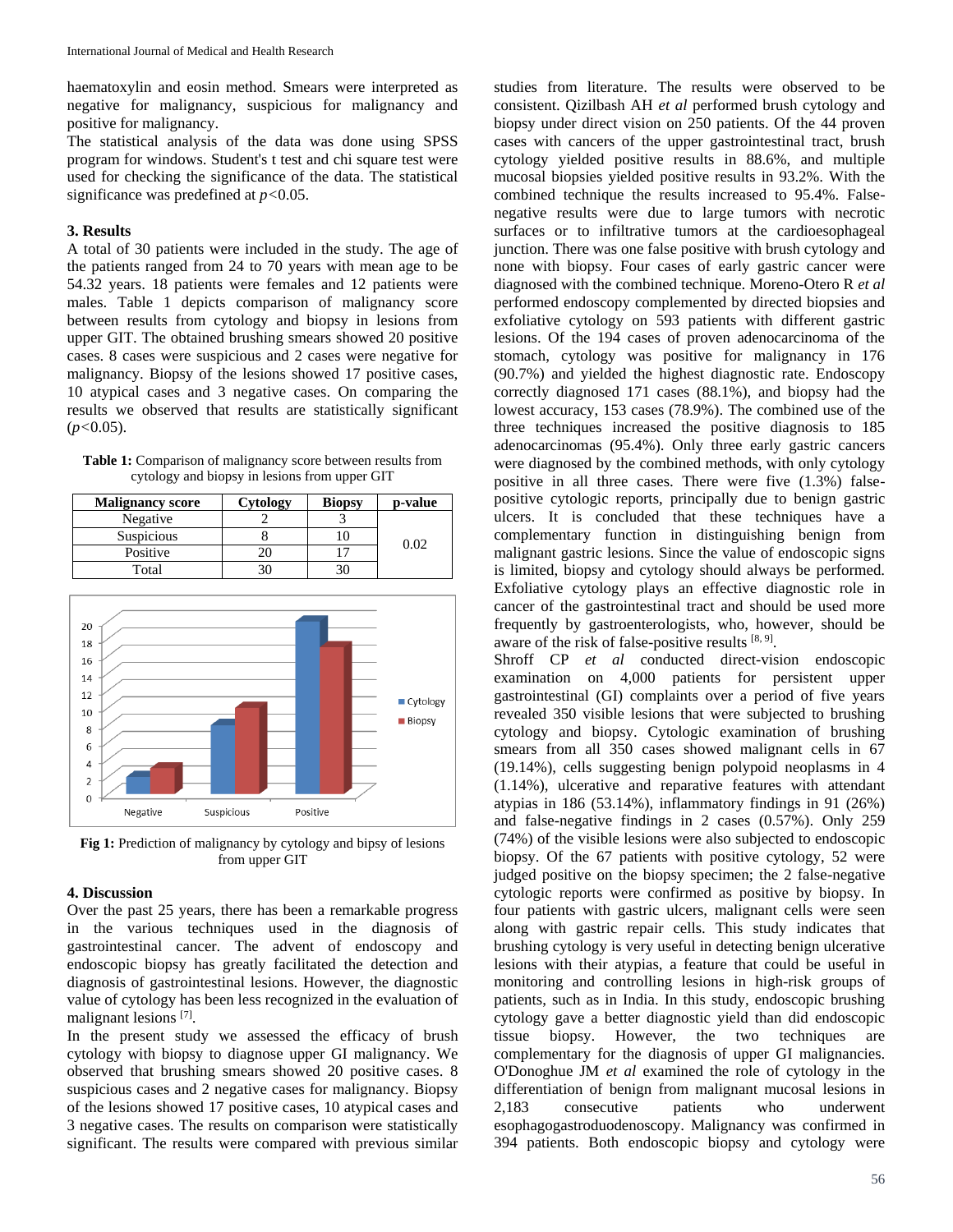haematoxylin and eosin method. Smears were interpreted as negative for malignancy, suspicious for malignancy and positive for malignancy.

The statistical analysis of the data was done using SPSS program for windows. Student's t test and chi square test were used for checking the significance of the data. The statistical significance was predefined at $p<0.05$.

### 3. Results

A total of 30 patients were included in the study. The age of the patients ranged from 24 to 70 years with mean age to be 54.32 years. 18 patients were females and 12 patients were males. Table 1 depicts comparison of malignancy score between results from cytology and biopsy in lesions from upper GIT. The obtained brushing smears showed 20 positive cases. 8 cases were suspicious and 2 cases were negative for malignancy. Biopsy of the lesions showed 17 positive cases, 10 atypical cases and 3 negative cases. On comparing the results we observed that results are statistically significant ($p<0.05$).

**Table 1:** Comparison of malignancy score between results from cytology and biopsy in lesions from upper GIT

| Malignancy score | Cytology | Biopsy | p-value |
|---|---|---|---|
| Negative | 2 | 3 | 0.02 |
| Suspicious | 8 | 10 | |
| Positive | 20 | 17 | |
| Total | 30 | 30 | |

**Fig 1:** Prediction of malignancy by cytology and bipsy of lesions from upper GIT

### 4. Discussion

Over the past 25 years, there has been a remarkable progress in the various techniques used in the diagnosis of gastrointestinal cancer. The advent of endoscopy and endoscopic biopsy has greatly facilitated the detection and diagnosis of gastrointestinal lesions. However, the diagnostic value of cytology has been less recognized in the evaluation of malignant lesions [7].

In the present study we assessed the efficacy of brush cytology with biopsy to diagnose upper GI malignancy. We observed that brushing smears showed 20 positive cases. 8 suspicious cases and 2 negative cases for malignancy. Biopsy of the lesions showed 17 positive cases, 10 atypical cases and 3 negative cases. The results on comparison were statistically significant. The results were compared with previous similar studies from literature. The results were observed to be consistent. Qizilbash AH *et al* performed brush cytology and biopsy under direct vision on 250 patients. Of the 44 proven cases with cancers of the upper gastrointestinal tract, brush cytology yielded positive results in 88.6%, and multiple mucosal biopsies yielded positive results in 93.2%. With the combined technique the results increased to 95.4%. False-negative results were due to large tumors with necrotic surfaces or to infiltrative tumors at the cardioesophageal junction. There was one false positive with brush cytology and none with biopsy. Four cases of early gastric cancer were diagnosed with the combined technique. Moreno-Otero R *et al* performed endoscopy complemented by directed biopsies and exfoliative cytology on 593 patients with different gastric lesions. Of the 194 cases of proven adenocarcinoma of the stomach, cytology was positive for malignancy in 176 (90.7%) and yielded the highest diagnostic rate. Endoscopy correctly diagnosed 171 cases (88.1%), and biopsy had the lowest accuracy, 153 cases (78.9%). The combined use of the three techniques increased the positive diagnosis to 185 adenocarcinomas (95.4%). Only three early gastric cancers were diagnosed by the combined methods, with only cytology positive in all three cases. There were five (1.3%) false-positive cytologic reports, principally due to benign gastric ulcers. It is concluded that these techniques have a complementary function in distinguishing benign from malignant gastric lesions. Since the value of endoscopic signs is limited, biopsy and cytology should always be performed. Exfoliative cytology plays an effective diagnostic role in cancer of the gastrointestinal tract and should be used more frequently by gastroenterologists, who, however, should be aware of the risk of false-positive results [8, 9].

Shroff CP *et al* conducted direct-vision endoscopic examination on 4,000 patients for persistent upper gastrointestinal (GI) complaints over a period of five years revealed 350 visible lesions that were subjected to brushing cytology and biopsy. Cytologic examination of brushing smears from all 350 cases showed malignant cells in 67 (19.14%), cells suggesting benign polypoid neoplasms in 4 (1.14%), ulcerative and reparative features with attendant atypias in 186 (53.14%), inflammatory findings in 91 (26%) and false-negative findings in 2 cases (0.57%). Only 259 (74%) of the visible lesions were also subjected to endoscopic biopsy. Of the 67 patients with positive cytology, 52 were judged positive on the biopsy specimen; the 2 false-negative cytologic reports were confirmed as positive by biopsy. In four patients with gastric ulcers, malignant cells were seen along with gastric repair cells. This study indicates that brushing cytology is very useful in detecting benign ulcerative lesions with their atypias, a feature that could be useful in monitoring and controlling lesions in high-risk groups of patients, such as in India. In this study, endoscopic brushing cytology gave a better diagnostic yield than did endoscopic tissue biopsy. However, the two techniques are complementary for the diagnosis of upper GI malignancies. O'Donoghue JM *et al* examined the role of cytology in the differentiation of benign from malignant mucosal lesions in 2,183 consecutive patients who underwent esophagogastroduodenoscopy. Malignancy was confirmed in 394 patients. Both endoscopic biopsy and cytology were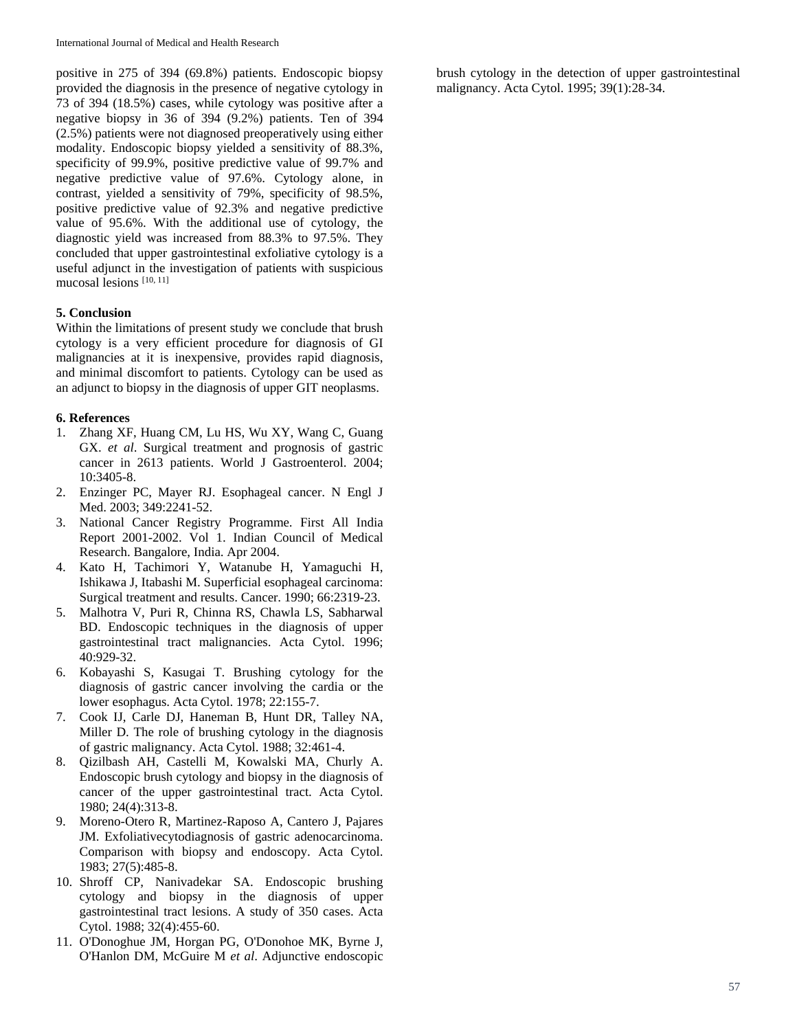positive in 275 of 394 (69.8%) patients. Endoscopic biopsy provided the diagnosis in the presence of negative cytology in 73 of 394 (18.5%) cases, while cytology was positive after a negative biopsy in 36 of 394 (9.2%) patients. Ten of 394 (2.5%) patients were not diagnosed preoperatively using either modality. Endoscopic biopsy yielded a sensitivity of 88.3%, specificity of 99.9%, positive predictive value of 99.7% and negative predictive value of 97.6%. Cytology alone, in contrast, yielded a sensitivity of 79%, specificity of 98.5%, positive predictive value of 92.3% and negative predictive value of 95.6%. With the additional use of cytology, the diagnostic yield was increased from 88.3% to 97.5%. They concluded that upper gastrointestinal exfoliative cytology is a useful adjunct in the investigation of patients with suspicious mucosal lesions [10, 11]

## 5. Conclusion

Within the limitations of present study we conclude that brush cytology is a very efficient procedure for diagnosis of GI malignancies at it is inexpensive, provides rapid diagnosis, and minimal discomfort to patients. Cytology can be used as an adjunct to biopsy in the diagnosis of upper GIT neoplasms.

## 6. References

1. Zhang XF, Huang CM, Lu HS, Wu XY, Wang C, Guang GX. *et al*. Surgical treatment and prognosis of gastric cancer in 2613 patients. World J Gastroenterol. 2004; 10:3405-8.
2. Enzinger PC, Mayer RJ. Esophageal cancer. N Engl J Med. 2003; 349:2241-52.
3. National Cancer Registry Programme. First All India Report 2001-2002. Vol 1. Indian Council of Medical Research. Bangalore, India. Apr 2004.
4. Kato H, Tachimori Y, Watanube H, Yamaguchi H, Ishikawa J, Itabashi M. Superficial esophageal carcinoma: Surgical treatment and results. Cancer. 1990; 66:2319-23.
5. Malhotra V, Puri R, Chinna RS, Chawla LS, Sabharwal BD. Endoscopic techniques in the diagnosis of upper gastrointestinal tract malignancies. Acta Cytol. 1996; 40:929-32.
6. Kobayashi S, Kasugai T. Brushing cytology for the diagnosis of gastric cancer involving the cardia or the lower esophagus. Acta Cytol. 1978; 22:155-7.
7. Cook IJ, Carle DJ, Haneman B, Hunt DR, Talley NA, Miller D. The role of brushing cytology in the diagnosis of gastric malignancy. Acta Cytol. 1988; 32:461-4.
8. Qizilbash AH, Castelli M, Kowalski MA, Churly A. Endoscopic brush cytology and biopsy in the diagnosis of cancer of the upper gastrointestinal tract. Acta Cytol. 1980; 24(4):313-8.
9. Moreno-Otero R, Martinez-Raposo A, Cantero J, Pajares JM. Exfoliativecytodiagnosis of gastric adenocarcinoma. Comparison with biopsy and endoscopy. Acta Cytol. 1983; 27(5):485-8.
10. Shroff CP, Nanivadekar SA. Endoscopic brushing cytology and biopsy in the diagnosis of upper gastrointestinal tract lesions. A study of 350 cases. Acta Cytol. 1988; 32(4):455-60.
11. O'Donoghue JM, Horgan PG, O'Donohoe MK, Byrne J, O'Hanlon DM, McGuire M *et al*. Adjunctive endoscopic brush cytology in the detection of upper gastrointestinal malignancy. Acta Cytol. 1995; 39(1):28-34.